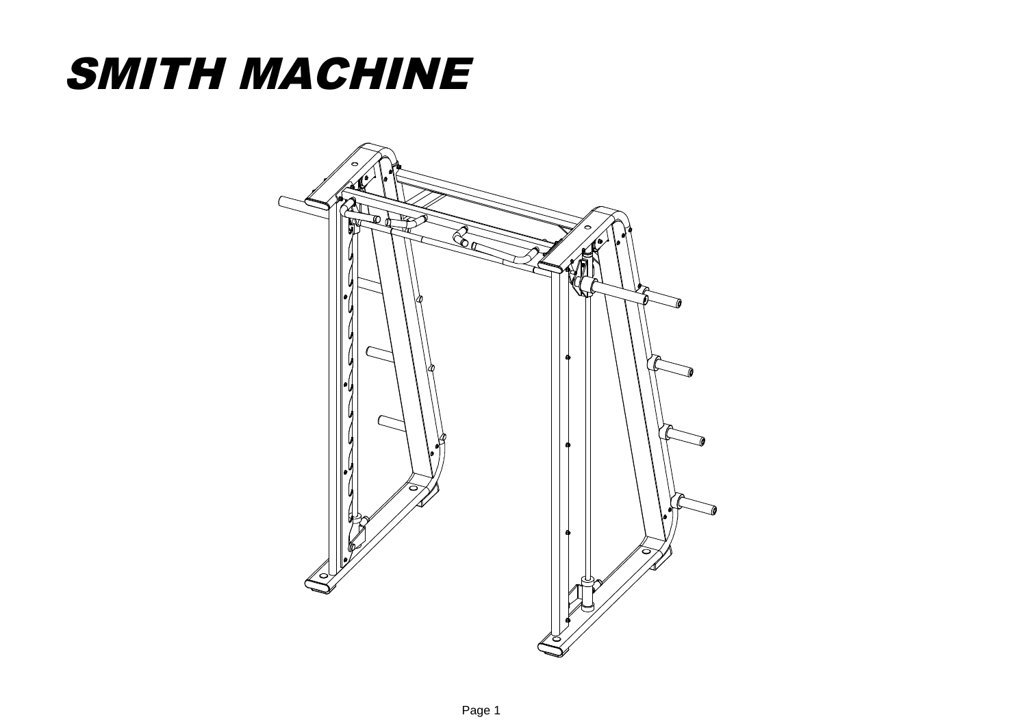# SMITH MACHINE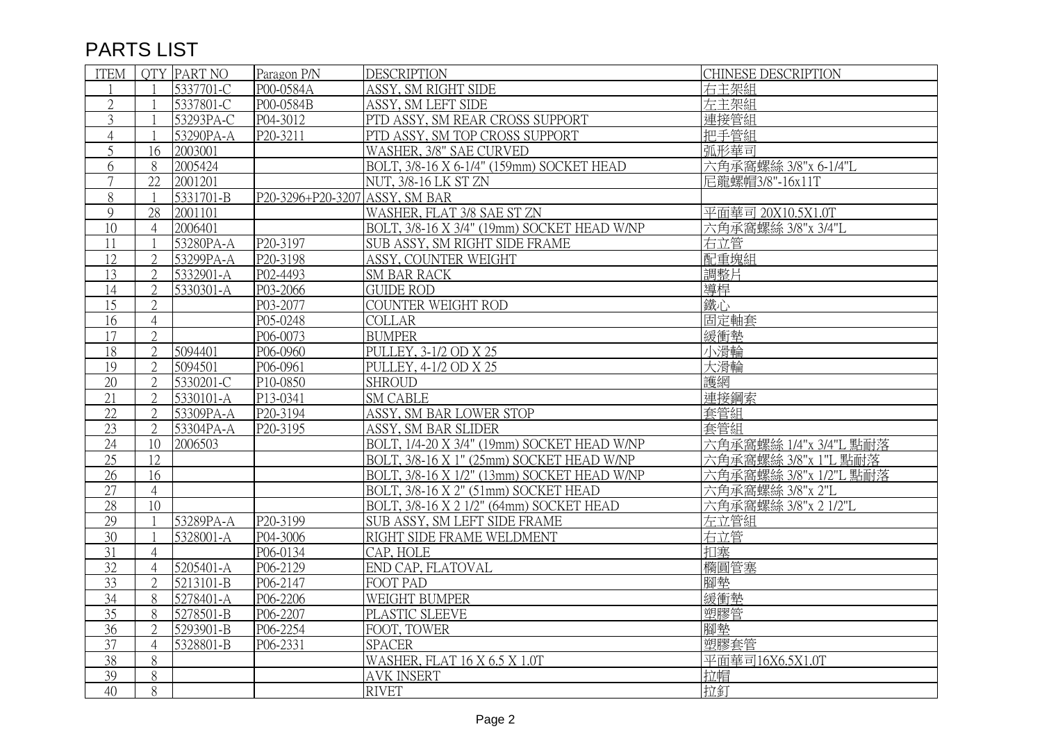# PARTS LIST

| ITEM | QTY | PART NO | Paragon P/N | DESCRIPTION | CHINESE DESCRIPTION |
|---|---|---|---|---|---|
| 1 | 1 | 5337701-C | P00-0584A | ASSY, SM RIGHT SIDE | 右主架組 |
| 2 | 1 | 5337801-C | P00-0584B | ASSY, SM LEFT SIDE | 左主架組 |
| 3 | 1 | 53293PA-C | P04-3012 | PTD ASSY, SM REAR CROSS SUPPORT | 連接管組 |
| 4 | 1 | 53290PA-A | P20-3211 | PTD ASSY, SM TOP CROSS SUPPORT | 把手管組 |
| 5 | 16 | 2003001 | | WASHER, 3/8" SAE CURVED | 弧形華司 |
| 6 | 8 | 2005424 | | BOLT, 3/8-16 X 6-1/4" (159mm) SOCKET HEAD | 六角承窩螺絲 3/8"x 6-1/4"L |
| 7 | 22 | 2001201 | | NUT, 3/8-16 LK ST ZN | 尼龍螺帽3/8"-16x11T |
| 8 | 1 | 5331701-B | P20-3296+P20-3207 | ASSY, SM BAR | |
| 9 | 28 | 2001101 | | WASHER, FLAT 3/8 SAE ST ZN | 平面華司 20X10.5X1.0T |
| 10 | 4 | 2006401 | | BOLT, 3/8-16 X 3/4" (19mm) SOCKET HEAD W/NP | 六角承窩螺絲 3/8"x 3/4"L |
| 11 | 1 | 53280PA-A | P20-3197 | SUB ASSY, SM RIGHT SIDE FRAME | 右立管 |
| 12 | 2 | 53299PA-A | P20-3198 | ASSY, COUNTER WEIGHT | 配重塊組 |
| 13 | 2 | 5332901-A | P02-4493 | SM BAR RACK | 調整片 |
| 14 | 2 | 5330301-A | P03-2066 | GUIDE ROD | 導桿 |
| 15 | 2 | | P03-2077 | COUNTER WEIGHT ROD | 鐵心 |
| 16 | 4 | | P05-0248 | COLLAR | 固定軸套 |
| 17 | 2 | | P06-0073 | BUMPER | 緩衝墊 |
| 18 | 2 | 5094401 | P06-0960 | PULLEY, 3-1/2 OD X 25 | 小滑輪 |
| 19 | 2 | 5094501 | P06-0961 | PULLEY, 4-1/2 OD X 25 | 大滑輪 |
| 20 | 2 | 5330201-C | P10-0850 | SHROUD | 護網 |
| 21 | 2 | 5330101-A | P13-0341 | SM CABLE | 連接鋼索 |
| 22 | 2 | 53309PA-A | P20-3194 | ASSY, SM BAR LOWER STOP | 套管組 |
| 23 | 2 | 53304PA-A | P20-3195 | ASSY, SM BAR SLIDER | 套管組 |
| 24 | 10 | 2006503 | | BOLT, 1/4-20 X 3/4" (19mm) SOCKET HEAD W/NP | 六角承窩螺絲 1/4"x 3/4"L 點耐落 |
| 25 | 12 | | | BOLT, 3/8-16 X 1" (25mm) SOCKET HEAD W/NP | 六角承窩螺絲 3/8"x 1"L 點耐落 |
| 26 | 16 | | | BOLT, 3/8-16 X 1/2" (13mm) SOCKET HEAD W/NP | 六角承窩螺絲 3/8"x 1/2"L 點耐落 |
| 27 | 4 | | | BOLT, 3/8-16 X 2" (51mm) SOCKET HEAD | 六角承窩螺絲 3/8"x 2"L |
| 28 | 10 | | | BOLT, 3/8-16 X 2 1/2" (64mm) SOCKET HEAD | 六角承窩螺絲 3/8"x 2 1/2"L |
| 29 | 1 | 53289PA-A | P20-3199 | SUB ASSY, SM LEFT SIDE FRAME | 左立管組 |
| 30 | 1 | 5328001-A | P04-3006 | RIGHT SIDE FRAME WELDMENT | 右立管 |
| 31 | 4 | | P06-0134 | CAP, HOLE | 扣塞 |
| 32 | 4 | 5205401-A | P06-2129 | END CAP, FLATOVAL | 橢圓管塞 |
| 33 | 2 | 5213101-B | P06-2147 | FOOT PAD | 腳墊 |
| 34 | 8 | 5278401-A | P06-2206 | WEIGHT BUMPER | 緩衝墊 |
| 35 | 8 | 5278501-B | P06-2207 | PLASTIC SLEEVE | 塑膠管 |
| 36 | 2 | 5293901-B | P06-2254 | FOOT, TOWER | 腳墊 |
| 37 | 4 | 5328801-B | P06-2331 | SPACER | 塑膠套管 |
| 38 | 8 | | | WASHER, FLAT 16 X 6.5 X 1.0T | 平面華司16X6.5X1.0T |
| 39 | 8 | | | AVK INSERT | 拉帽 |
| 40 | 8 | | | RIVET | 拉釘 |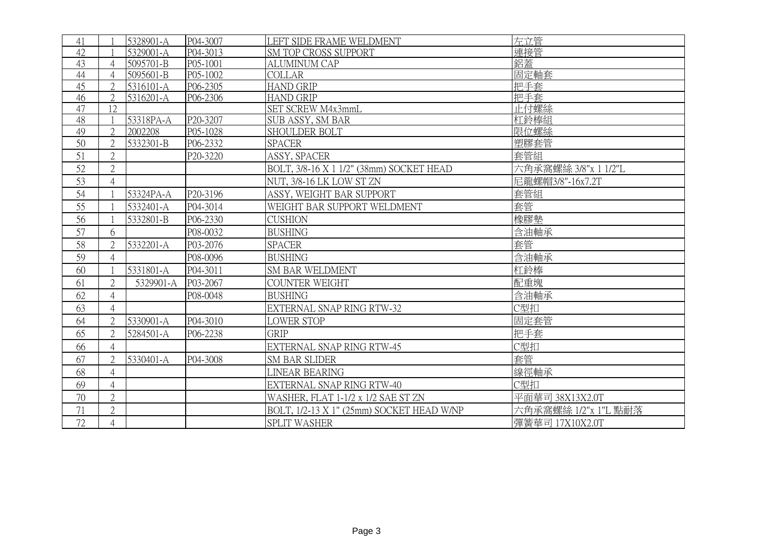| | | | | | |
|---|---|---|---|---|---|
| 41 | 1 | 5328901-A | P04-3007 | LEFT SIDE FRAME WELDMENT | 左立管 |
| 42 | 1 | 5329001-A | P04-3013 | SM TOP CROSS SUPPORT | 連接管 |
| 43 | 4 | 5095701-B | P05-1001 | ALUMINUM CAP | 鋁蓋 |
| 44 | 4 | 5095601-B | P05-1002 | COLLAR | 固定軸套 |
| 45 | 2 | 5316101-A | P06-2305 | HAND GRIP | 把手套 |
| 46 | 2 | 5316201-A | P06-2306 | HAND GRIP | 把手套 |
| 47 | 12 | | | SET SCREW M4x3mmL | 止付螺絲 |
| 48 | 1 | 53318PA-A | P20-3207 | SUB ASSY, SM BAR | 杠鈴棒組 |
| 49 | 2 | 2002208 | P05-1028 | SHOULDER BOLT | 限位螺絲 |
| 50 | 2 | 5332301-B | P06-2332 | SPACER | 塑膠套管 |
| 51 | 2 | | P20-3220 | ASSY, SPACER | 套管組 |
| 52 | 2 | | | BOLT, 3/8-16 X 1 1/2" (38mm) SOCKET HEAD | 六角承窩螺絲 3/8"x 1 1/2"L |
| 53 | 4 | | | NUT, 3/8-16 LK LOW ST ZN | 尼龍螺帽3/8"-16x7.2T |
| 54 | 1 | 53324PA-A | P20-3196 | ASSY, WEIGHT BAR SUPPORT | 套管組 |
| 55 | 1 | 5332401-A | P04-3014 | WEIGHT BAR SUPPORT WELDMENT | 套管 |
| 56 | 1 | 5332801-B | P06-2330 | CUSHION | 橡膠墊 |
| 57 | 6 | | P08-0032 | BUSHING | 含油軸承 |
| 58 | 2 | 5332201-A | P03-2076 | SPACER | 套管 |
| 59 | 4 | | P08-0096 | BUSHING | 含油軸承 |
| 60 | 1 | 5331801-A | P04-3011 | SM BAR WELDMENT | 杠鈴棒 |
| 61 | 2 | 5329901-A | P03-2067 | COUNTER WEIGHT | 配重塊 |
| 62 | 4 | | P08-0048 | BUSHING | 含油軸承 |
| 63 | 4 | | | EXTERNAL SNAP RING RTW-32 | C型扣 |
| 64 | 2 | 5330901-A | P04-3010 | LOWER STOP | 固定套管 |
| 65 | 2 | 5284501-A | P06-2238 | GRIP | 把手套 |
| 66 | 4 | | | EXTERNAL SNAP RING RTW-45 | C型扣 |
| 67 | 2 | 5330401-A | P04-3008 | SM BAR SLIDER | 套管 |
| 68 | 4 | | | LINEAR BEARING | 線徑軸承 |
| 69 | 4 | | | EXTERNAL SNAP RING RTW-40 | C型扣 |
| 70 | 2 | | | WASHER, FLAT 1-1/2 x 1/2 SAE ST ZN | 平面華司 38X13X2.0T |
| 71 | 2 | | | BOLT, 1/2-13 X 1" (25mm) SOCKET HEAD W/NP | 六角承窩螺絲 1/2"x 1"L 點耐落 |
| 72 | 4 | | | SPLIT WASHER | 彈簧華司 17X10X2.0T |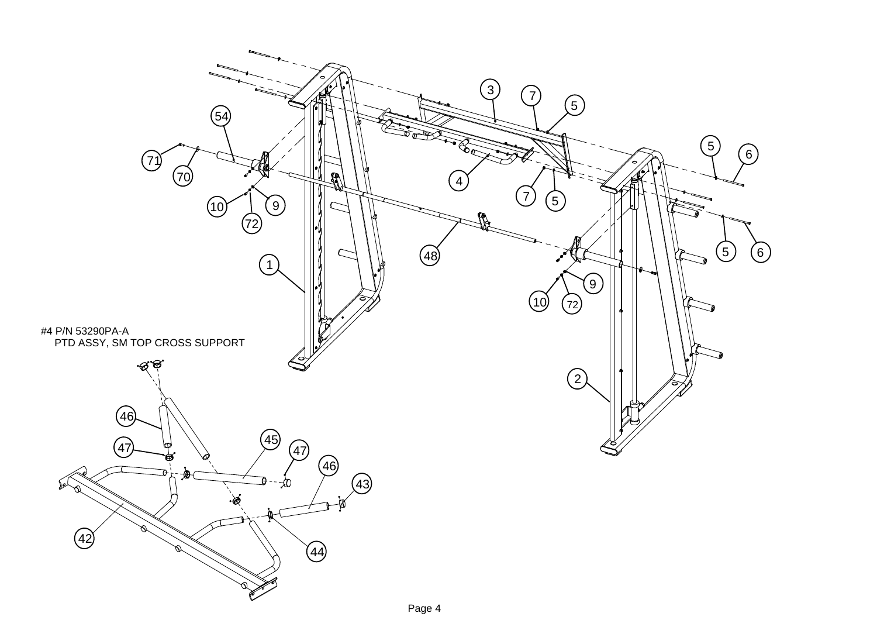#4 P/N 53290PA-A
PTD ASSY, SM TOP CROSS SUPPORT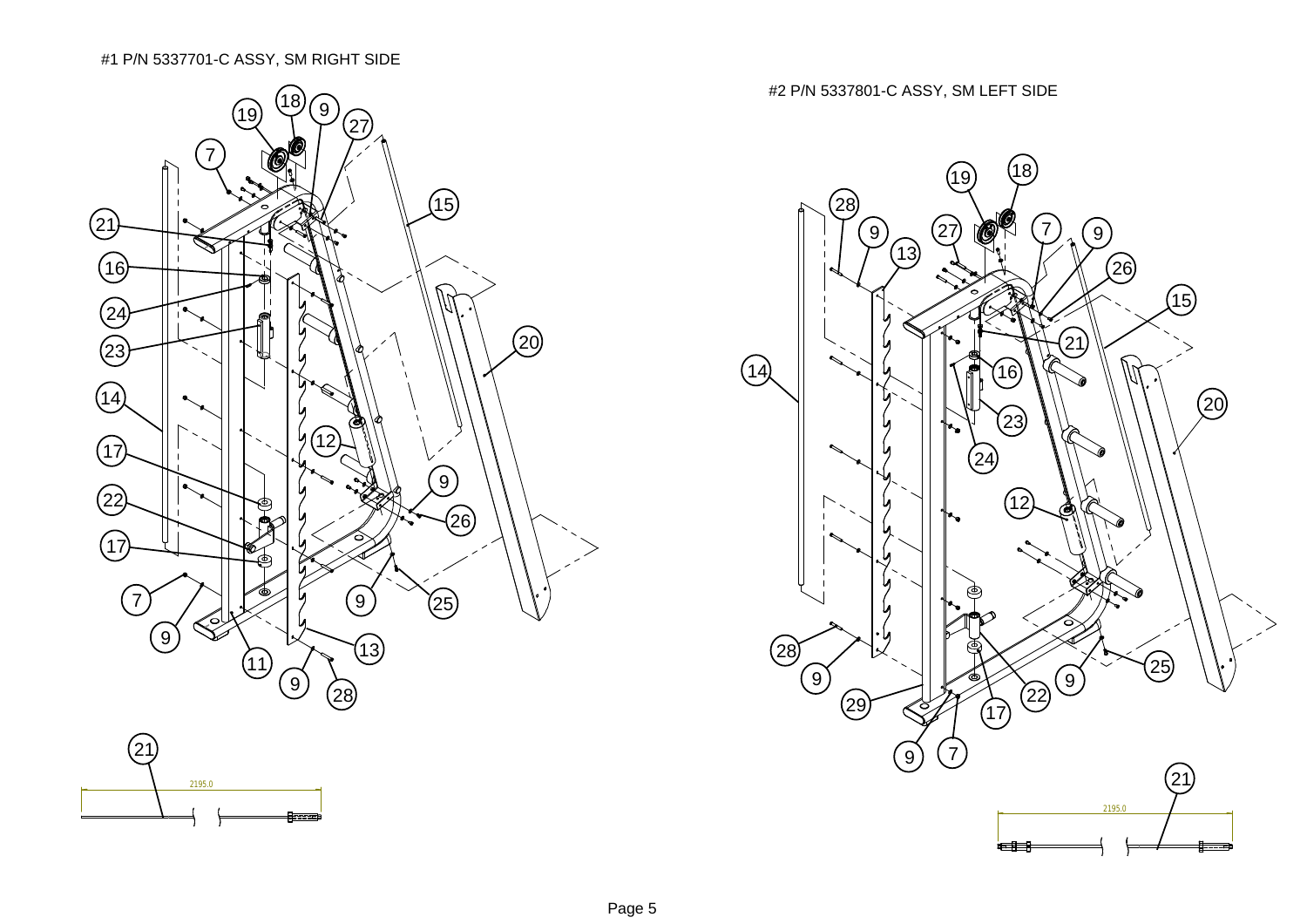#1 P/N 5337701-C ASSY, SM RIGHT SIDE

#2 P/N 5337801-C ASSY, SM LEFT SIDE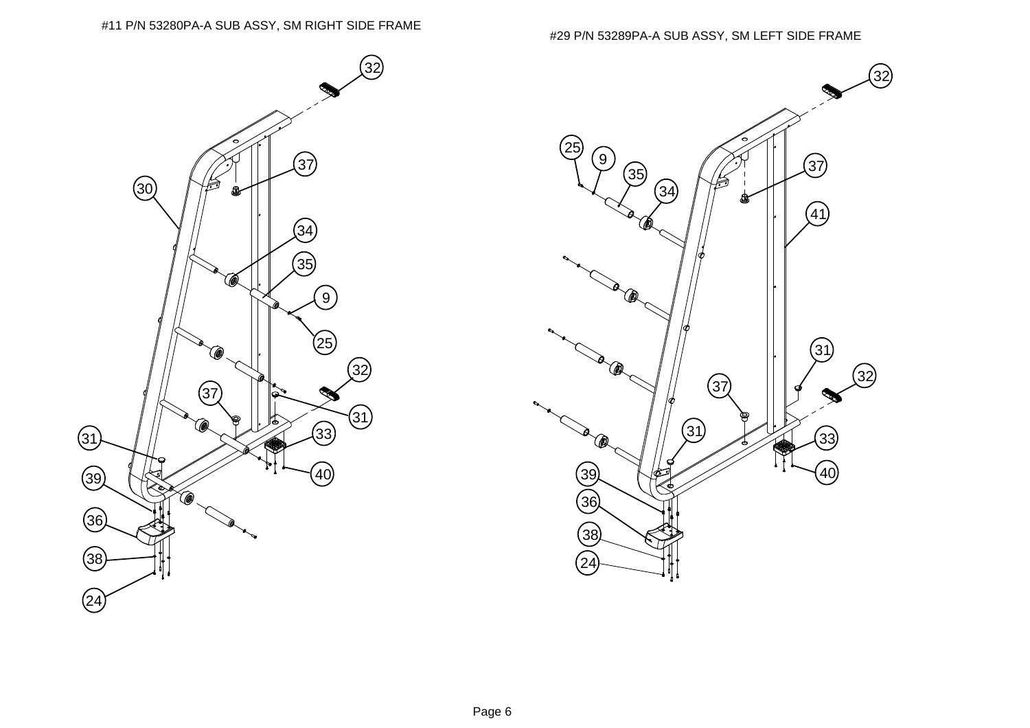#11 P/N 53280PA-A SUB ASSY, SM RIGHT SIDE FRAME

#29 P/N 53289PA-A SUB ASSY, SM LEFT SIDE FRAME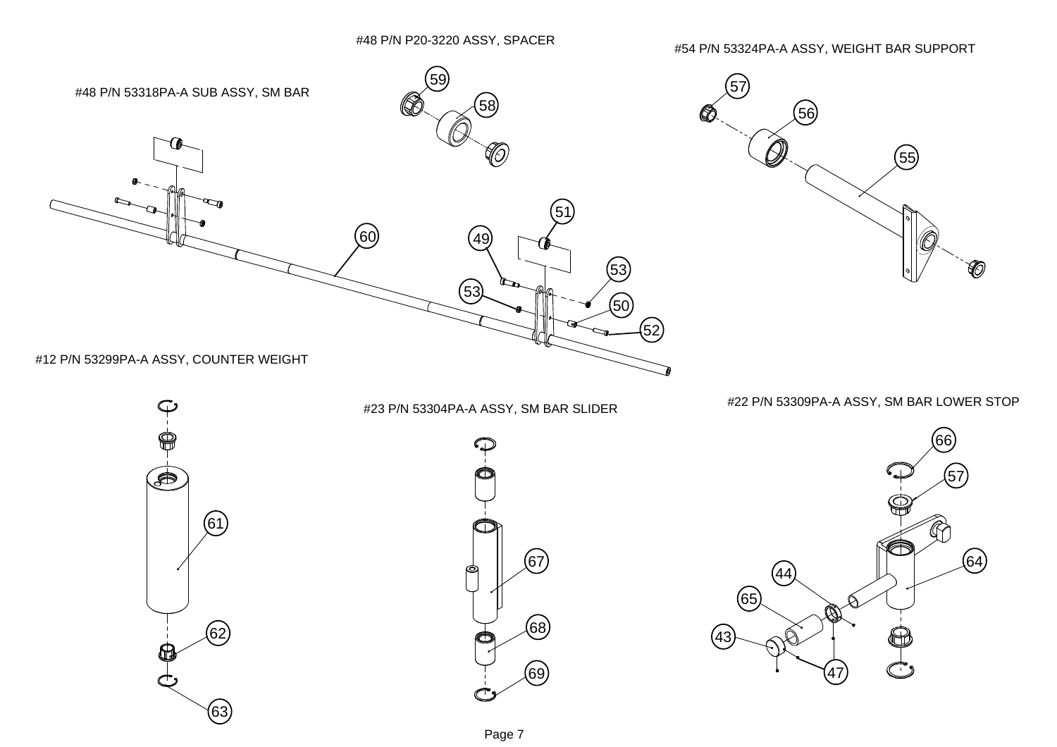#48 P/N P20-3220 ASSY, SPACER

#54 P/N 53324PA-A ASSY, WEIGHT BAR SUPPORT

#48 P/N 53318PA-A SUB ASSY, SM BAR

59

58

57

56

55

51

60

49

53

53

50

52

#12 P/N 53299PA-A ASSY, COUNTER WEIGHT

#23 P/N 53304PA-A ASSY, SM BAR SLIDER

#22 P/N 53309PA-A ASSY, SM BAR LOWER STOP

66

57

61

67

64

44

65

68

62

43

47

69

63